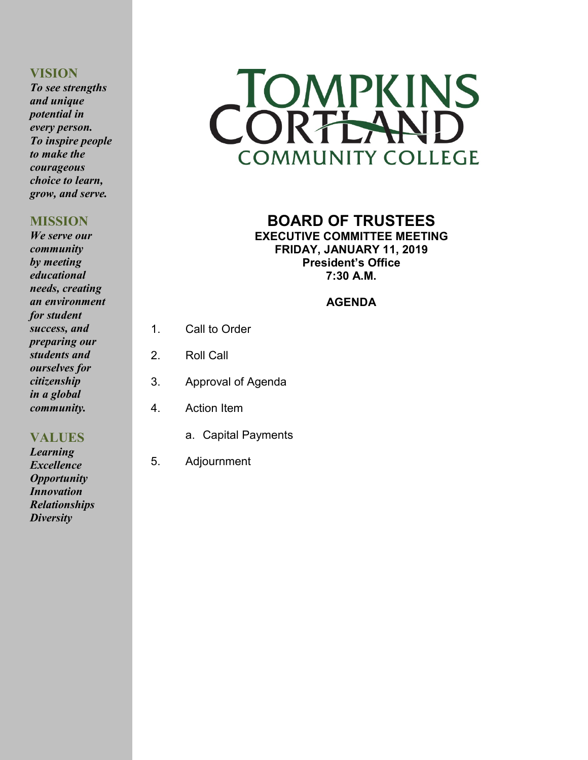## VISION

*To see strengths and unique potential in every person. To inspire people to make the courageous choice to learn, grow, and serve.*

## MISSION

*We serve our community by meeting educational needs, creating an environment for student success, and preparing our students and ourselves for citizenship in a global community.*

## VALUES

*Learning*
*Excellence*
*Opportunity*
*Innovation*
*Relationships*
*Diversity*

# TOMPKINS CORTLAND COMMUNITY COLLEGE

# BOARD OF TRUSTEES

**EXECUTIVE COMMITTEE MEETING**
**FRIDAY, JANUARY 11, 2019**
**President's Office**
**7:30 A.M.**

**AGENDA**

1. Call to Order
2. Roll Call
3. Approval of Agenda
4. Action Item
   a. Capital Payments
5. Adjournment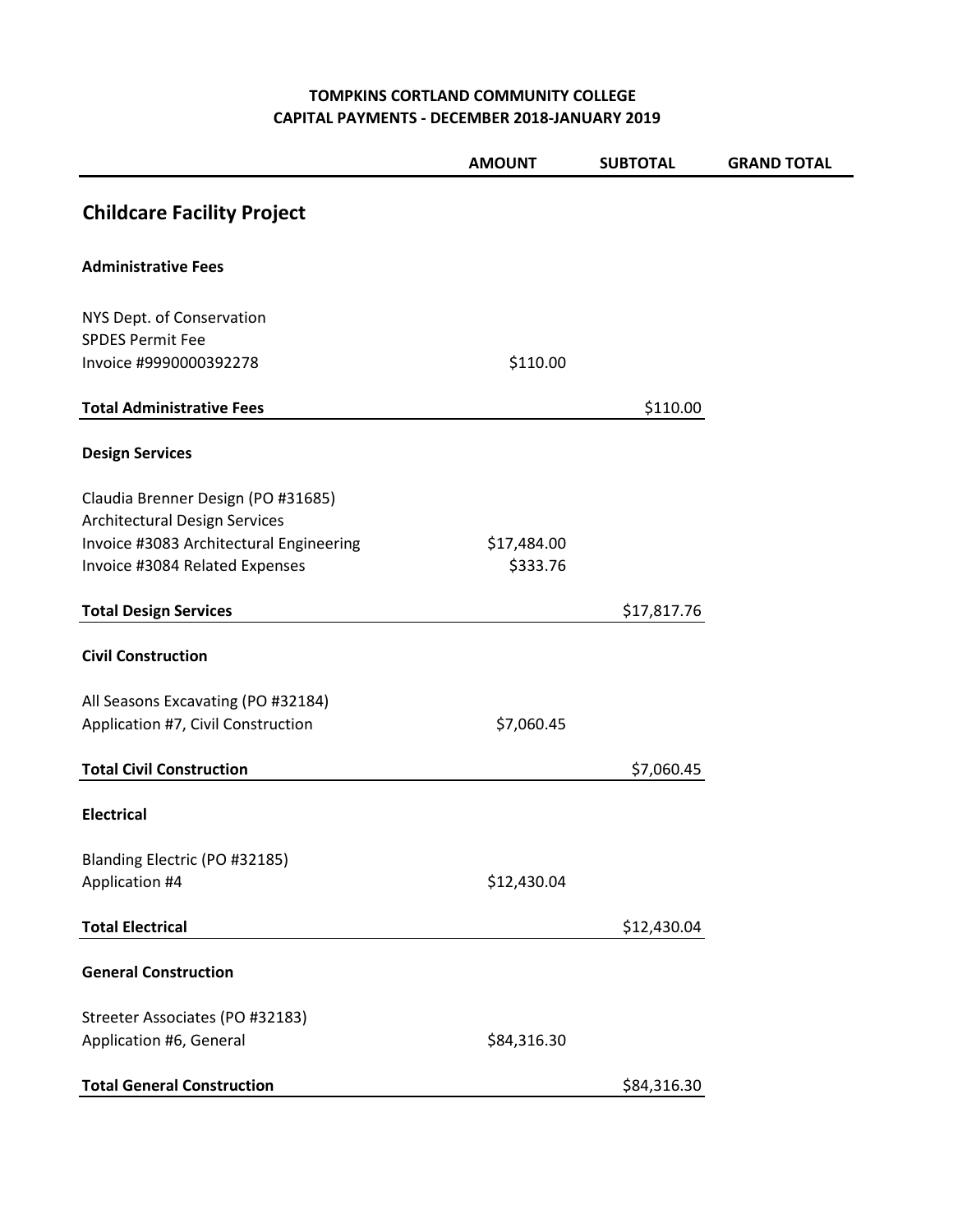**TOMPKINS CORTLAND COMMUNITY COLLEGE**
**CAPITAL PAYMENTS - DECEMBER 2018-JANUARY 2019**

| | AMOUNT | SUBTOTAL | GRAND TOTAL |
|---|---|---|---|
| **Childcare Facility Project** | | | |
| **Administrative Fees** | | | |
| NYS Dept. of Conservation | | | |
| SPDES Permit Fee | | | |
| Invoice #9990000392278 | $110.00 | | |
| **Total Administrative Fees** | | $110.00 | |
| **Design Services** | | | |
| Claudia Brenner Design (PO #31685) | | | |
| Architectural Design Services | | | |
| Invoice #3083 Architectural Engineering | $17,484.00 | | |
| Invoice #3084 Related Expenses | $333.76 | | |
| **Total Design Services** | | $17,817.76 | |
| **Civil Construction** | | | |
| All Seasons Excavating (PO #32184) | | | |
| Application #7, Civil Construction | $7,060.45 | | |
| **Total Civil Construction** | | $7,060.45 | |
| **Electrical** | | | |
| Blanding Electric (PO #32185) | | | |
| Application #4 | $12,430.04 | | |
| **Total Electrical** | | $12,430.04 | |
| **General Construction** | | | |
| Streeter Associates (PO #32183) | | | |
| Application #6, General | $84,316.30 | | |
| **Total General Construction** | | $84,316.30 | |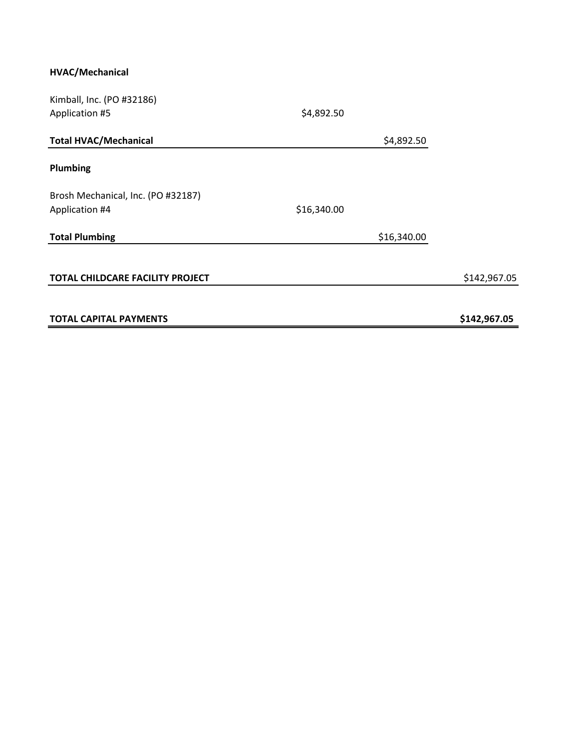| | | | |
|---|---|---|---|
| **HVAC/Mechanical** | | | |
| Kimball, Inc. (PO #32186) | | | |
| Application #5 | $4,892.50 | | |
| **Total HVAC/Mechanical** | | $4,892.50 | |
| **Plumbing** | | | |
| Brosh Mechanical, Inc. (PO #32187) | | | |
| Application #4 | $16,340.00 | | |
| **Total Plumbing** | | $16,340.00 | |
| **TOTAL CHILDCARE FACILITY PROJECT** | | | $142,967.05 |
| **TOTAL CAPITAL PAYMENTS** | | | **$142,967.05** |